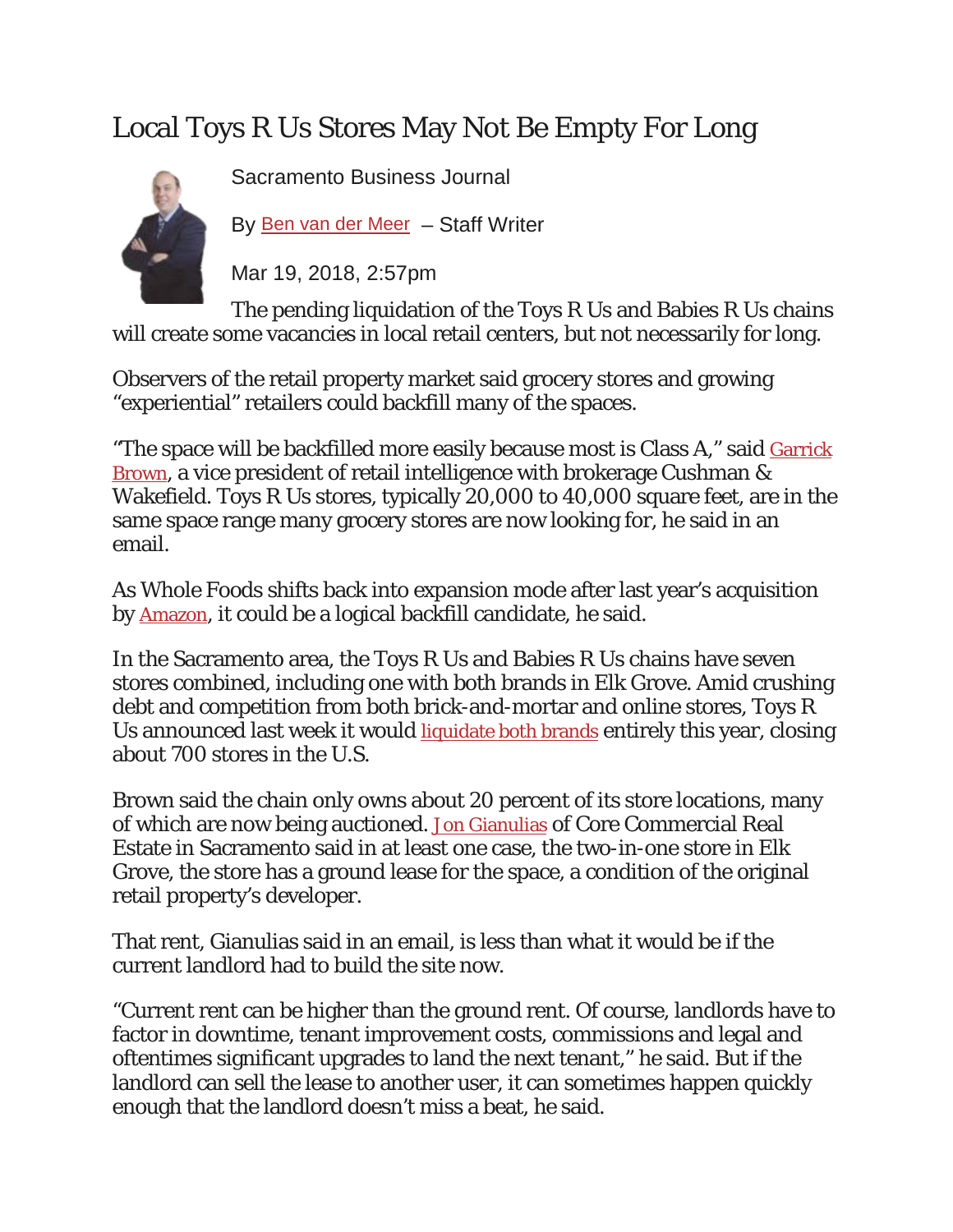# Local Toys R Us Stores May Not Be Empty For Long

Sacramento Business Journal

By Ben van der Meer – Staff Writer

Mar 19, 2018, 2:57pm

The pending liquidation of the Toys R Us and Babies R Us chains will create some vacancies in local retail centers, but not necessarily for long.

Observers of the retail property market said grocery stores and growing "experiential" retailers could backfill many of the spaces.

"The space will be backfilled more easily because most is Class A," said Garrick Brown, a vice president of retail intelligence with brokerage Cushman & Wakefield. Toys R Us stores, typically 20,000 to 40,000 square feet, are in the same space range many grocery stores are now looking for, he said in an email.

As Whole Foods shifts back into expansion mode after last year's acquisition by Amazon, it could be a logical backfill candidate, he said.

In the Sacramento area, the Toys R Us and Babies R Us chains have seven stores combined, including one with both brands in Elk Grove. Amid crushing debt and competition from both brick-and-mortar and online stores, Toys R Us announced last week it would liquidate both brands entirely this year, closing about 700 stores in the U.S.

Brown said the chain only owns about 20 percent of its store locations, many of which are now being auctioned. Jon Gianulias of Core Commercial Real Estate in Sacramento said in at least one case, the two-in-one store in Elk Grove, the store has a ground lease for the space, a condition of the original retail property's developer.

That rent, Gianulias said in an email, is less than what it would be if the current landlord had to build the site now.

"Current rent can be higher than the ground rent. Of course, landlords have to factor in downtime, tenant improvement costs, commissions and legal and oftentimes significant upgrades to land the next tenant," he said. But if the landlord can sell the lease to another user, it can sometimes happen quickly enough that the landlord doesn't miss a beat, he said.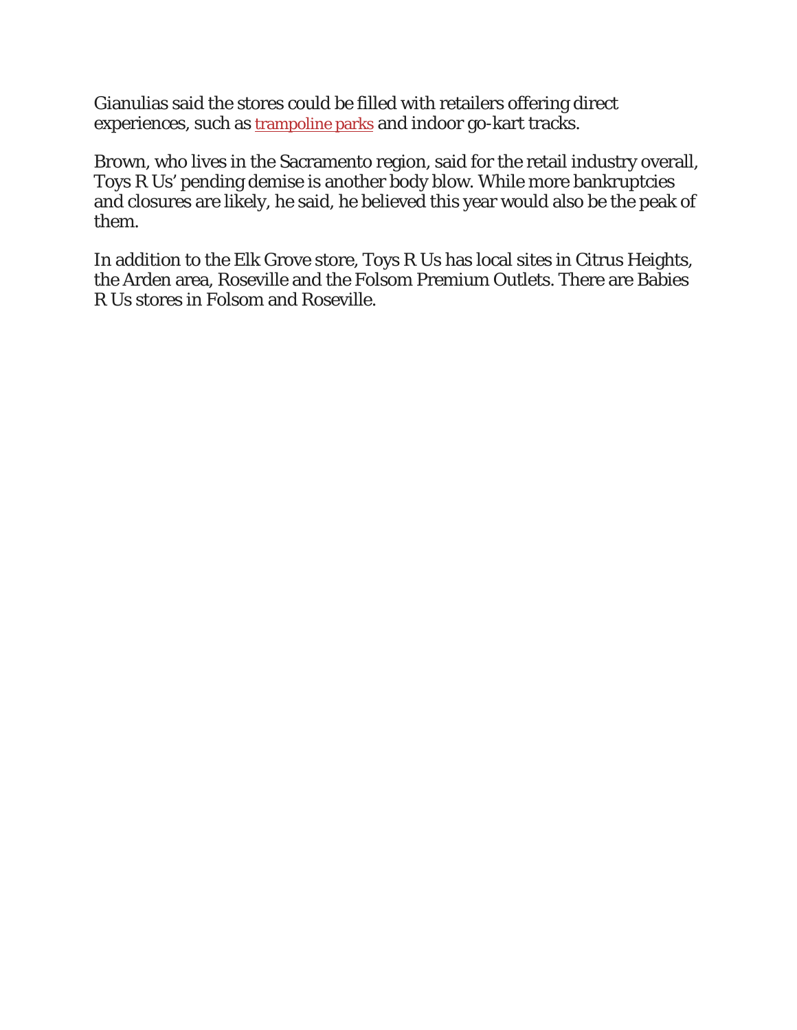Gianulias said the stores could be filled with retailers offering direct experiences, such as trampoline parks and indoor go-kart tracks.

Brown, who lives in the Sacramento region, said for the retail industry overall, Toys R Us' pending demise is another body blow. While more bankruptcies and closures are likely, he said, he believed this year would also be the peak of them.

In addition to the Elk Grove store, Toys R Us has local sites in Citrus Heights, the Arden area, Roseville and the Folsom Premium Outlets. There are Babies R Us stores in Folsom and Roseville.